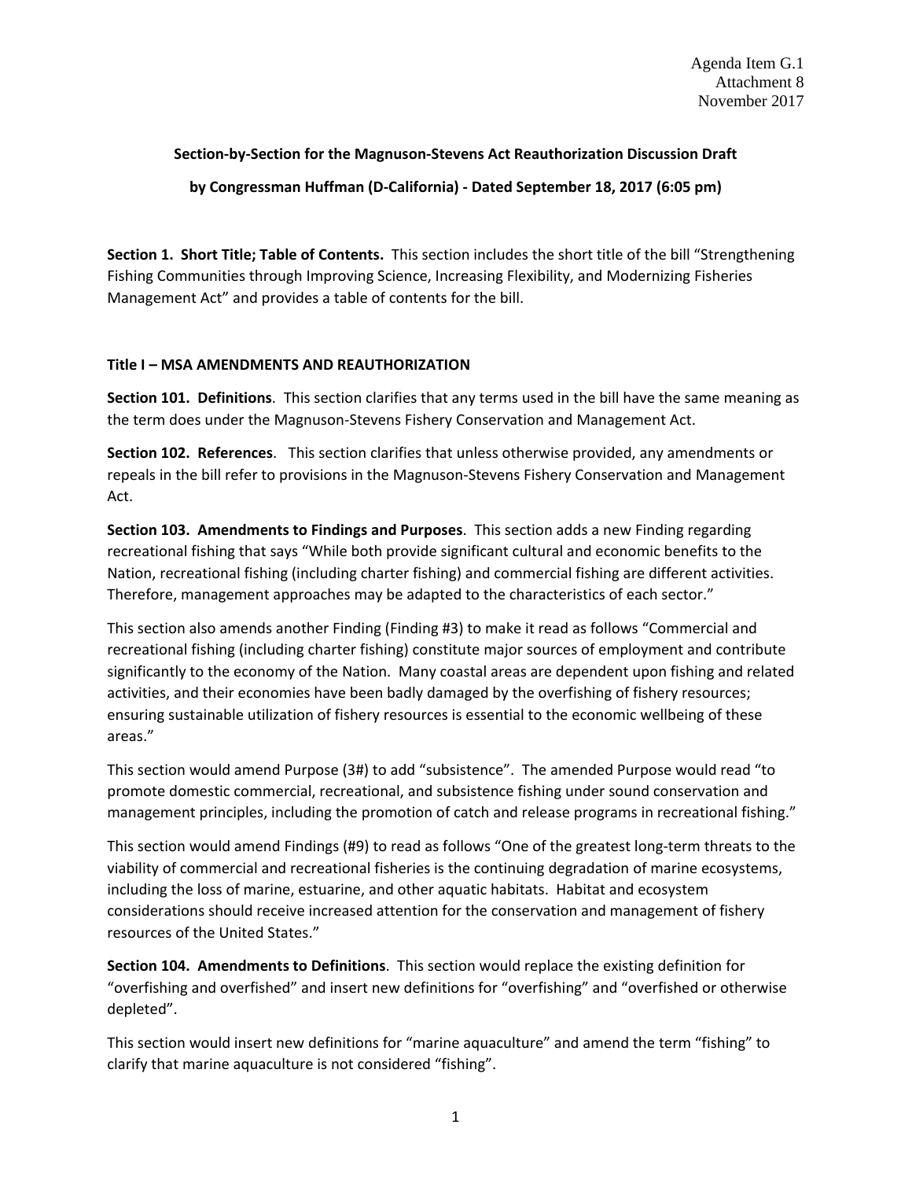Agenda Item G.1
Attachment 8
November 2017

**Section-by-Section for the Magnuson-Stevens Act Reauthorization Discussion Draft**

**by Congressman Huffman (D-California) - Dated September 18, 2017 (6:05 pm)**

**Section 1. Short Title; Table of Contents.** This section includes the short title of the bill "Strengthening Fishing Communities through Improving Science, Increasing Flexibility, and Modernizing Fisheries Management Act" and provides a table of contents for the bill.

## Title I – MSA AMENDMENTS AND REAUTHORIZATION

**Section 101. Definitions**. This section clarifies that any terms used in the bill have the same meaning as the term does under the Magnuson-Stevens Fishery Conservation and Management Act.

**Section 102. References**. This section clarifies that unless otherwise provided, any amendments or repeals in the bill refer to provisions in the Magnuson-Stevens Fishery Conservation and Management Act.

**Section 103. Amendments to Findings and Purposes**. This section adds a new Finding regarding recreational fishing that says "While both provide significant cultural and economic benefits to the Nation, recreational fishing (including charter fishing) and commercial fishing are different activities. Therefore, management approaches may be adapted to the characteristics of each sector."

This section also amends another Finding (Finding #3) to make it read as follows "Commercial and recreational fishing (including charter fishing) constitute major sources of employment and contribute significantly to the economy of the Nation. Many coastal areas are dependent upon fishing and related activities, and their economies have been badly damaged by the overfishing of fishery resources; ensuring sustainable utilization of fishery resources is essential to the economic wellbeing of these areas."

This section would amend Purpose (3#) to add "subsistence". The amended Purpose would read "to promote domestic commercial, recreational, and subsistence fishing under sound conservation and management principles, including the promotion of catch and release programs in recreational fishing."

This section would amend Findings (#9) to read as follows "One of the greatest long-term threats to the viability of commercial and recreational fisheries is the continuing degradation of marine ecosystems, including the loss of marine, estuarine, and other aquatic habitats. Habitat and ecosystem considerations should receive increased attention for the conservation and management of fishery resources of the United States."

**Section 104. Amendments to Definitions**. This section would replace the existing definition for "overfishing and overfished" and insert new definitions for "overfishing" and "overfished or otherwise depleted".

This section would insert new definitions for "marine aquaculture" and amend the term "fishing" to clarify that marine aquaculture is not considered "fishing".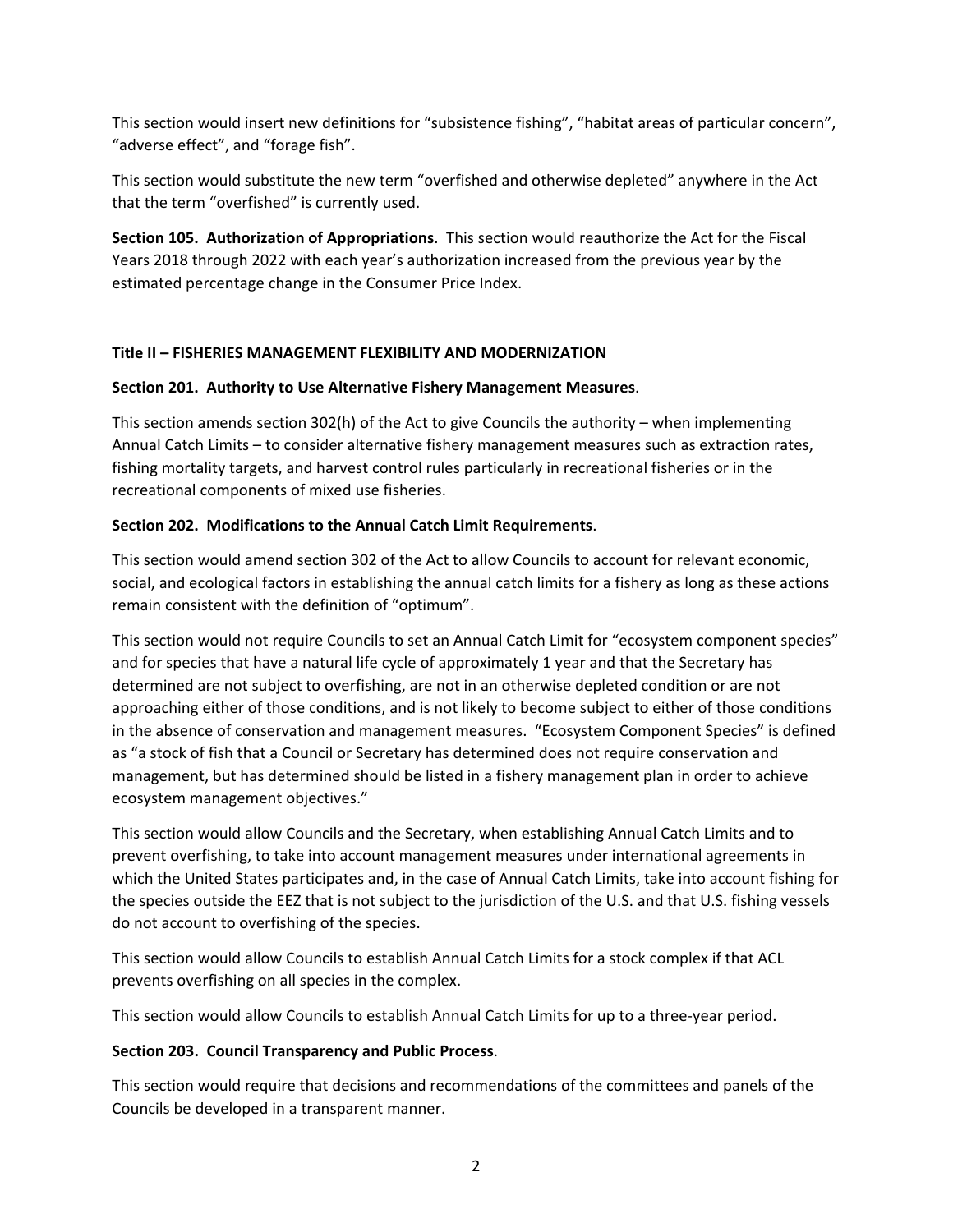This section would insert new definitions for “subsistence fishing”, “habitat areas of particular concern”, “adverse effect”, and “forage fish”.

This section would substitute the new term “overfished and otherwise depleted” anywhere in the Act that the term “overfished” is currently used.

**Section 105. Authorization of Appropriations**. This section would reauthorize the Act for the Fiscal Years 2018 through 2022 with each year’s authorization increased from the previous year by the estimated percentage change in the Consumer Price Index.

## Title II – FISHERIES MANAGEMENT FLEXIBILITY AND MODERNIZATION

### Section 201. Authority to Use Alternative Fishery Management Measures.

This section amends section 302(h) of the Act to give Councils the authority – when implementing Annual Catch Limits – to consider alternative fishery management measures such as extraction rates, fishing mortality targets, and harvest control rules particularly in recreational fisheries or in the recreational components of mixed use fisheries.

### Section 202. Modifications to the Annual Catch Limit Requirements.

This section would amend section 302 of the Act to allow Councils to account for relevant economic, social, and ecological factors in establishing the annual catch limits for a fishery as long as these actions remain consistent with the definition of “optimum”.

This section would not require Councils to set an Annual Catch Limit for “ecosystem component species” and for species that have a natural life cycle of approximately 1 year and that the Secretary has determined are not subject to overfishing, are not in an otherwise depleted condition or are not approaching either of those conditions, and is not likely to become subject to either of those conditions in the absence of conservation and management measures. “Ecosystem Component Species” is defined as “a stock of fish that a Council or Secretary has determined does not require conservation and management, but has determined should be listed in a fishery management plan in order to achieve ecosystem management objectives.”

This section would allow Councils and the Secretary, when establishing Annual Catch Limits and to prevent overfishing, to take into account management measures under international agreements in which the United States participates and, in the case of Annual Catch Limits, take into account fishing for the species outside the EEZ that is not subject to the jurisdiction of the U.S. and that U.S. fishing vessels do not account to overfishing of the species.

This section would allow Councils to establish Annual Catch Limits for a stock complex if that ACL prevents overfishing on all species in the complex.

This section would allow Councils to establish Annual Catch Limits for up to a three-year period.

### Section 203. Council Transparency and Public Process.

This section would require that decisions and recommendations of the committees and panels of the Councils be developed in a transparent manner.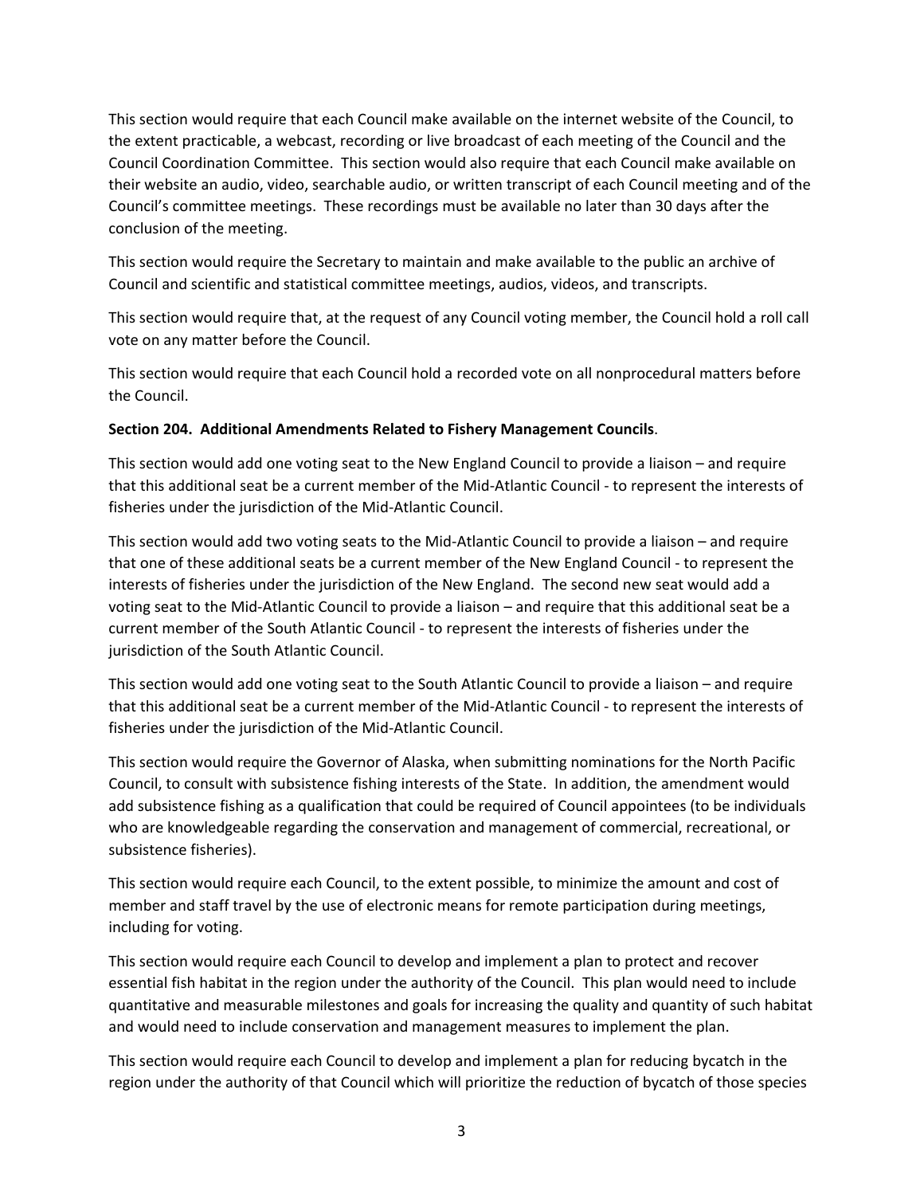This section would require that each Council make available on the internet website of the Council, to the extent practicable, a webcast, recording or live broadcast of each meeting of the Council and the Council Coordination Committee. This section would also require that each Council make available on their website an audio, video, searchable audio, or written transcript of each Council meeting and of the Council's committee meetings. These recordings must be available no later than 30 days after the conclusion of the meeting.

This section would require the Secretary to maintain and make available to the public an archive of Council and scientific and statistical committee meetings, audios, videos, and transcripts.

This section would require that, at the request of any Council voting member, the Council hold a roll call vote on any matter before the Council.

This section would require that each Council hold a recorded vote on all nonprocedural matters before the Council.

**Section 204. Additional Amendments Related to Fishery Management Councils**.

This section would add one voting seat to the New England Council to provide a liaison – and require that this additional seat be a current member of the Mid-Atlantic Council - to represent the interests of fisheries under the jurisdiction of the Mid-Atlantic Council.

This section would add two voting seats to the Mid-Atlantic Council to provide a liaison – and require that one of these additional seats be a current member of the New England Council - to represent the interests of fisheries under the jurisdiction of the New England. The second new seat would add a voting seat to the Mid-Atlantic Council to provide a liaison – and require that this additional seat be a current member of the South Atlantic Council - to represent the interests of fisheries under the jurisdiction of the South Atlantic Council.

This section would add one voting seat to the South Atlantic Council to provide a liaison – and require that this additional seat be a current member of the Mid-Atlantic Council - to represent the interests of fisheries under the jurisdiction of the Mid-Atlantic Council.

This section would require the Governor of Alaska, when submitting nominations for the North Pacific Council, to consult with subsistence fishing interests of the State. In addition, the amendment would add subsistence fishing as a qualification that could be required of Council appointees (to be individuals who are knowledgeable regarding the conservation and management of commercial, recreational, or subsistence fisheries).

This section would require each Council, to the extent possible, to minimize the amount and cost of member and staff travel by the use of electronic means for remote participation during meetings, including for voting.

This section would require each Council to develop and implement a plan to protect and recover essential fish habitat in the region under the authority of the Council. This plan would need to include quantitative and measurable milestones and goals for increasing the quality and quantity of such habitat and would need to include conservation and management measures to implement the plan.

This section would require each Council to develop and implement a plan for reducing bycatch in the region under the authority of that Council which will prioritize the reduction of bycatch of those species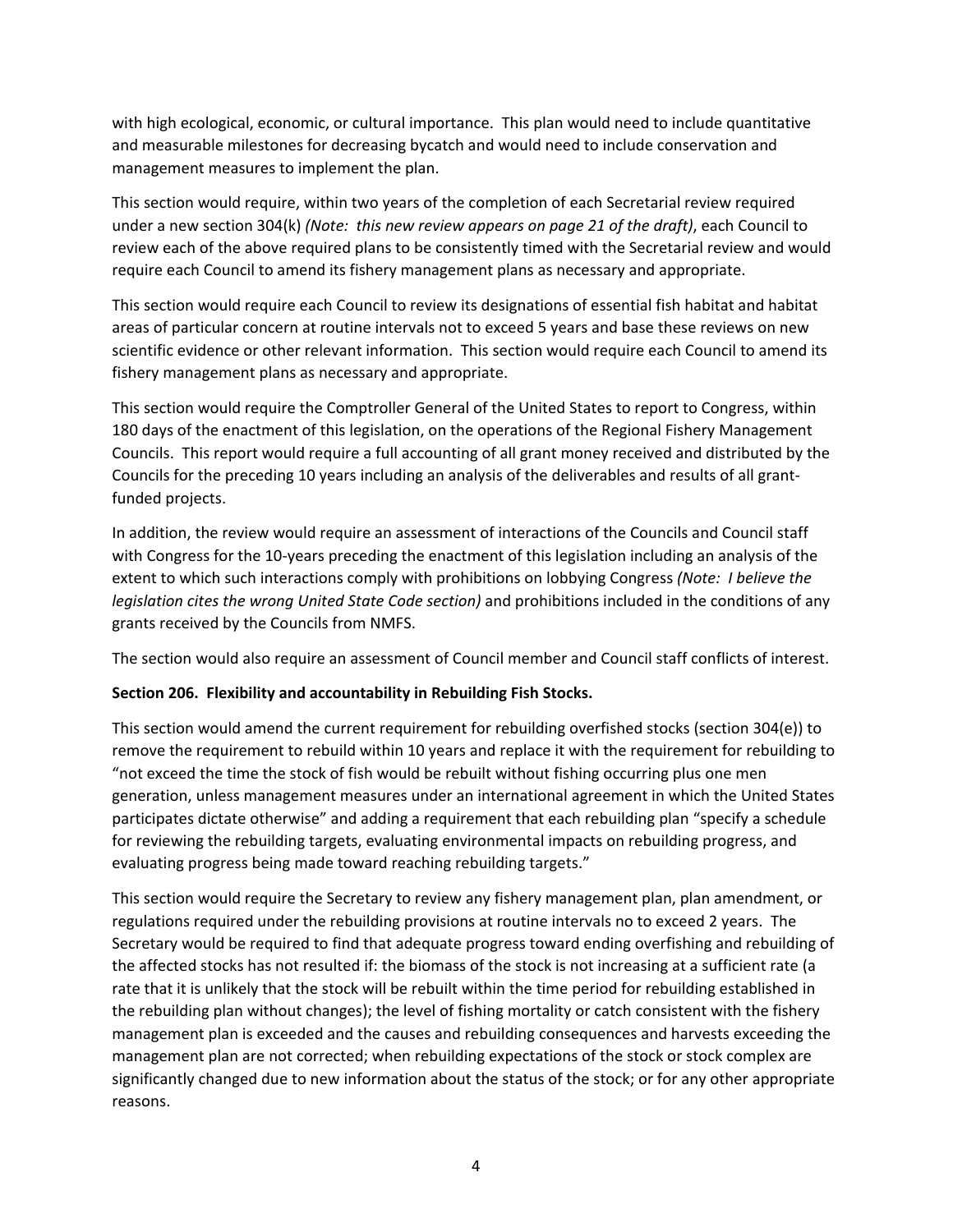with high ecological, economic, or cultural importance. This plan would need to include quantitative and measurable milestones for decreasing bycatch and would need to include conservation and management measures to implement the plan.

This section would require, within two years of the completion of each Secretarial review required under a new section 304(k) *(Note: this new review appears on page 21 of the draft)*, each Council to review each of the above required plans to be consistently timed with the Secretarial review and would require each Council to amend its fishery management plans as necessary and appropriate.

This section would require each Council to review its designations of essential fish habitat and habitat areas of particular concern at routine intervals not to exceed 5 years and base these reviews on new scientific evidence or other relevant information. This section would require each Council to amend its fishery management plans as necessary and appropriate.

This section would require the Comptroller General of the United States to report to Congress, within 180 days of the enactment of this legislation, on the operations of the Regional Fishery Management Councils. This report would require a full accounting of all grant money received and distributed by the Councils for the preceding 10 years including an analysis of the deliverables and results of all grant-funded projects.

In addition, the review would require an assessment of interactions of the Councils and Council staff with Congress for the 10-years preceding the enactment of this legislation including an analysis of the extent to which such interactions comply with prohibitions on lobbying Congress *(Note: I believe the legislation cites the wrong United State Code section)* and prohibitions included in the conditions of any grants received by the Councils from NMFS.

The section would also require an assessment of Council member and Council staff conflicts of interest.

**Section 206. Flexibility and accountability in Rebuilding Fish Stocks.**

This section would amend the current requirement for rebuilding overfished stocks (section 304(e)) to remove the requirement to rebuild within 10 years and replace it with the requirement for rebuilding to "not exceed the time the stock of fish would be rebuilt without fishing occurring plus one men generation, unless management measures under an international agreement in which the United States participates dictate otherwise" and adding a requirement that each rebuilding plan "specify a schedule for reviewing the rebuilding targets, evaluating environmental impacts on rebuilding progress, and evaluating progress being made toward reaching rebuilding targets."

This section would require the Secretary to review any fishery management plan, plan amendment, or regulations required under the rebuilding provisions at routine intervals no to exceed 2 years. The Secretary would be required to find that adequate progress toward ending overfishing and rebuilding of the affected stocks has not resulted if: the biomass of the stock is not increasing at a sufficient rate (a rate that it is unlikely that the stock will be rebuilt within the time period for rebuilding established in the rebuilding plan without changes); the level of fishing mortality or catch consistent with the fishery management plan is exceeded and the causes and rebuilding consequences and harvests exceeding the management plan are not corrected; when rebuilding expectations of the stock or stock complex are significantly changed due to new information about the status of the stock; or for any other appropriate reasons.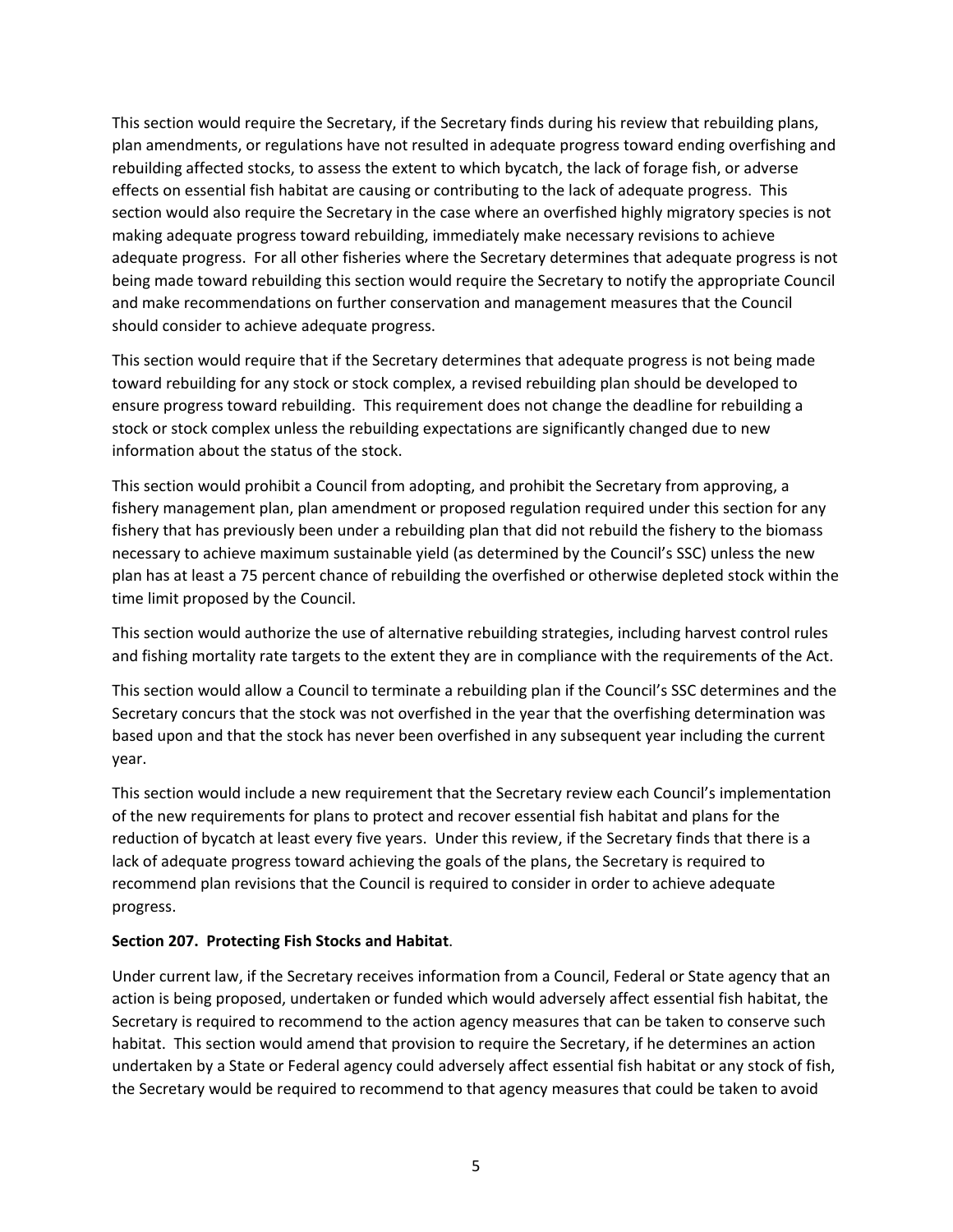This section would require the Secretary, if the Secretary finds during his review that rebuilding plans, plan amendments, or regulations have not resulted in adequate progress toward ending overfishing and rebuilding affected stocks, to assess the extent to which bycatch, the lack of forage fish, or adverse effects on essential fish habitat are causing or contributing to the lack of adequate progress. This section would also require the Secretary in the case where an overfished highly migratory species is not making adequate progress toward rebuilding, immediately make necessary revisions to achieve adequate progress. For all other fisheries where the Secretary determines that adequate progress is not being made toward rebuilding this section would require the Secretary to notify the appropriate Council and make recommendations on further conservation and management measures that the Council should consider to achieve adequate progress.

This section would require that if the Secretary determines that adequate progress is not being made toward rebuilding for any stock or stock complex, a revised rebuilding plan should be developed to ensure progress toward rebuilding. This requirement does not change the deadline for rebuilding a stock or stock complex unless the rebuilding expectations are significantly changed due to new information about the status of the stock.

This section would prohibit a Council from adopting, and prohibit the Secretary from approving, a fishery management plan, plan amendment or proposed regulation required under this section for any fishery that has previously been under a rebuilding plan that did not rebuild the fishery to the biomass necessary to achieve maximum sustainable yield (as determined by the Council's SSC) unless the new plan has at least a 75 percent chance of rebuilding the overfished or otherwise depleted stock within the time limit proposed by the Council.

This section would authorize the use of alternative rebuilding strategies, including harvest control rules and fishing mortality rate targets to the extent they are in compliance with the requirements of the Act.

This section would allow a Council to terminate a rebuilding plan if the Council's SSC determines and the Secretary concurs that the stock was not overfished in the year that the overfishing determination was based upon and that the stock has never been overfished in any subsequent year including the current year.

This section would include a new requirement that the Secretary review each Council's implementation of the new requirements for plans to protect and recover essential fish habitat and plans for the reduction of bycatch at least every five years. Under this review, if the Secretary finds that there is a lack of adequate progress toward achieving the goals of the plans, the Secretary is required to recommend plan revisions that the Council is required to consider in order to achieve adequate progress.

**Section 207. Protecting Fish Stocks and Habitat**.

Under current law, if the Secretary receives information from a Council, Federal or State agency that an action is being proposed, undertaken or funded which would adversely affect essential fish habitat, the Secretary is required to recommend to the action agency measures that can be taken to conserve such habitat. This section would amend that provision to require the Secretary, if he determines an action undertaken by a State or Federal agency could adversely affect essential fish habitat or any stock of fish, the Secretary would be required to recommend to that agency measures that could be taken to avoid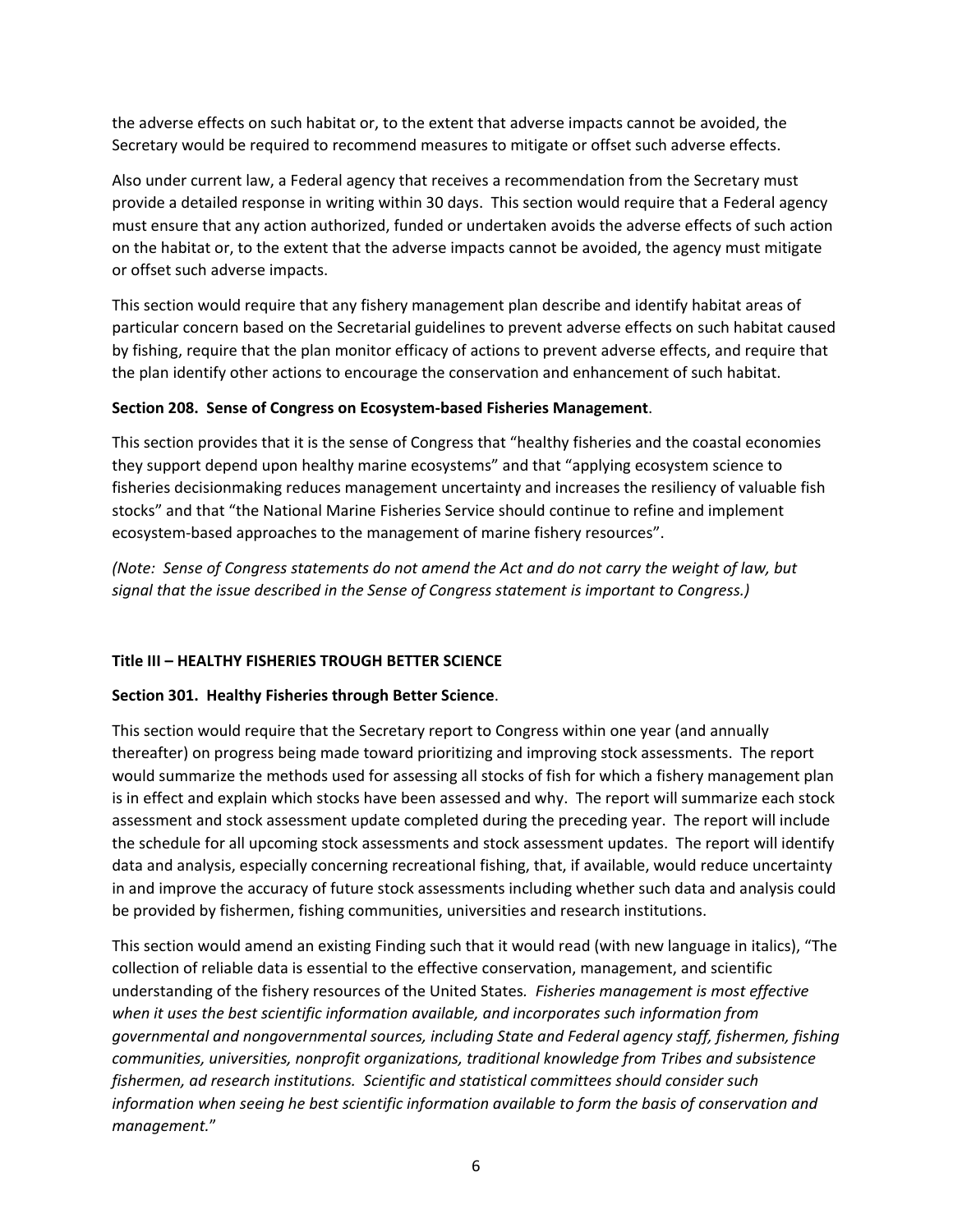the adverse effects on such habitat or, to the extent that adverse impacts cannot be avoided, the Secretary would be required to recommend measures to mitigate or offset such adverse effects.

Also under current law, a Federal agency that receives a recommendation from the Secretary must provide a detailed response in writing within 30 days. This section would require that a Federal agency must ensure that any action authorized, funded or undertaken avoids the adverse effects of such action on the habitat or, to the extent that the adverse impacts cannot be avoided, the agency must mitigate or offset such adverse impacts.

This section would require that any fishery management plan describe and identify habitat areas of particular concern based on the Secretarial guidelines to prevent adverse effects on such habitat caused by fishing, require that the plan monitor efficacy of actions to prevent adverse effects, and require that the plan identify other actions to encourage the conservation and enhancement of such habitat.

**Section 208. Sense of Congress on Ecosystem-based Fisheries Management**.

This section provides that it is the sense of Congress that "healthy fisheries and the coastal economies they support depend upon healthy marine ecosystems" and that "applying ecosystem science to fisheries decisionmaking reduces management uncertainty and increases the resiliency of valuable fish stocks" and that "the National Marine Fisheries Service should continue to refine and implement ecosystem-based approaches to the management of marine fishery resources".

*(Note: Sense of Congress statements do not amend the Act and do not carry the weight of law, but signal that the issue described in the Sense of Congress statement is important to Congress.)*

**Title III – HEALTHY FISHERIES TROUGH BETTER SCIENCE**

**Section 301. Healthy Fisheries through Better Science**.

This section would require that the Secretary report to Congress within one year (and annually thereafter) on progress being made toward prioritizing and improving stock assessments. The report would summarize the methods used for assessing all stocks of fish for which a fishery management plan is in effect and explain which stocks have been assessed and why. The report will summarize each stock assessment and stock assessment update completed during the preceding year. The report will include the schedule for all upcoming stock assessments and stock assessment updates. The report will identify data and analysis, especially concerning recreational fishing, that, if available, would reduce uncertainty in and improve the accuracy of future stock assessments including whether such data and analysis could be provided by fishermen, fishing communities, universities and research institutions.

This section would amend an existing Finding such that it would read (with new language in italics), "The collection of reliable data is essential to the effective conservation, management, and scientific understanding of the fishery resources of the United States*. Fisheries management is most effective when it uses the best scientific information available, and incorporates such information from governmental and nongovernmental sources, including State and Federal agency staff, fishermen, fishing communities, universities, nonprofit organizations, traditional knowledge from Tribes and subsistence fishermen, ad research institutions. Scientific and statistical committees should consider such information when seeing he best scientific information available to form the basis of conservation and management.*"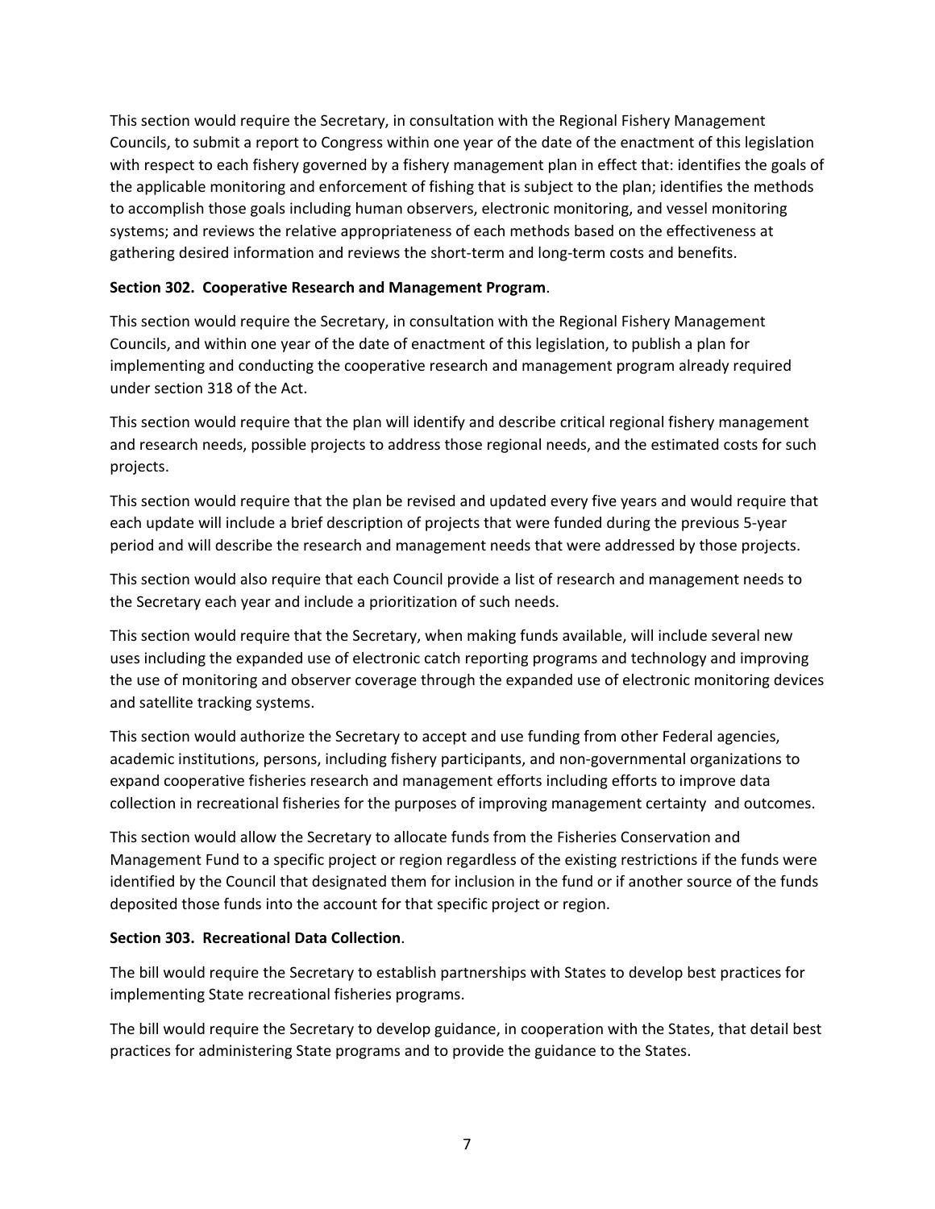This section would require the Secretary, in consultation with the Regional Fishery Management Councils, to submit a report to Congress within one year of the date of the enactment of this legislation with respect to each fishery governed by a fishery management plan in effect that: identifies the goals of the applicable monitoring and enforcement of fishing that is subject to the plan; identifies the methods to accomplish those goals including human observers, electronic monitoring, and vessel monitoring systems; and reviews the relative appropriateness of each methods based on the effectiveness at gathering desired information and reviews the short-term and long-term costs and benefits.

**Section 302. Cooperative Research and Management Program**.

This section would require the Secretary, in consultation with the Regional Fishery Management Councils, and within one year of the date of enactment of this legislation, to publish a plan for implementing and conducting the cooperative research and management program already required under section 318 of the Act.

This section would require that the plan will identify and describe critical regional fishery management and research needs, possible projects to address those regional needs, and the estimated costs for such projects.

This section would require that the plan be revised and updated every five years and would require that each update will include a brief description of projects that were funded during the previous 5-year period and will describe the research and management needs that were addressed by those projects.

This section would also require that each Council provide a list of research and management needs to the Secretary each year and include a prioritization of such needs.

This section would require that the Secretary, when making funds available, will include several new uses including the expanded use of electronic catch reporting programs and technology and improving the use of monitoring and observer coverage through the expanded use of electronic monitoring devices and satellite tracking systems.

This section would authorize the Secretary to accept and use funding from other Federal agencies, academic institutions, persons, including fishery participants, and non-governmental organizations to expand cooperative fisheries research and management efforts including efforts to improve data collection in recreational fisheries for the purposes of improving management certainty and outcomes.

This section would allow the Secretary to allocate funds from the Fisheries Conservation and Management Fund to a specific project or region regardless of the existing restrictions if the funds were identified by the Council that designated them for inclusion in the fund or if another source of the funds deposited those funds into the account for that specific project or region.

**Section 303. Recreational Data Collection**.

The bill would require the Secretary to establish partnerships with States to develop best practices for implementing State recreational fisheries programs.

The bill would require the Secretary to develop guidance, in cooperation with the States, that detail best practices for administering State programs and to provide the guidance to the States.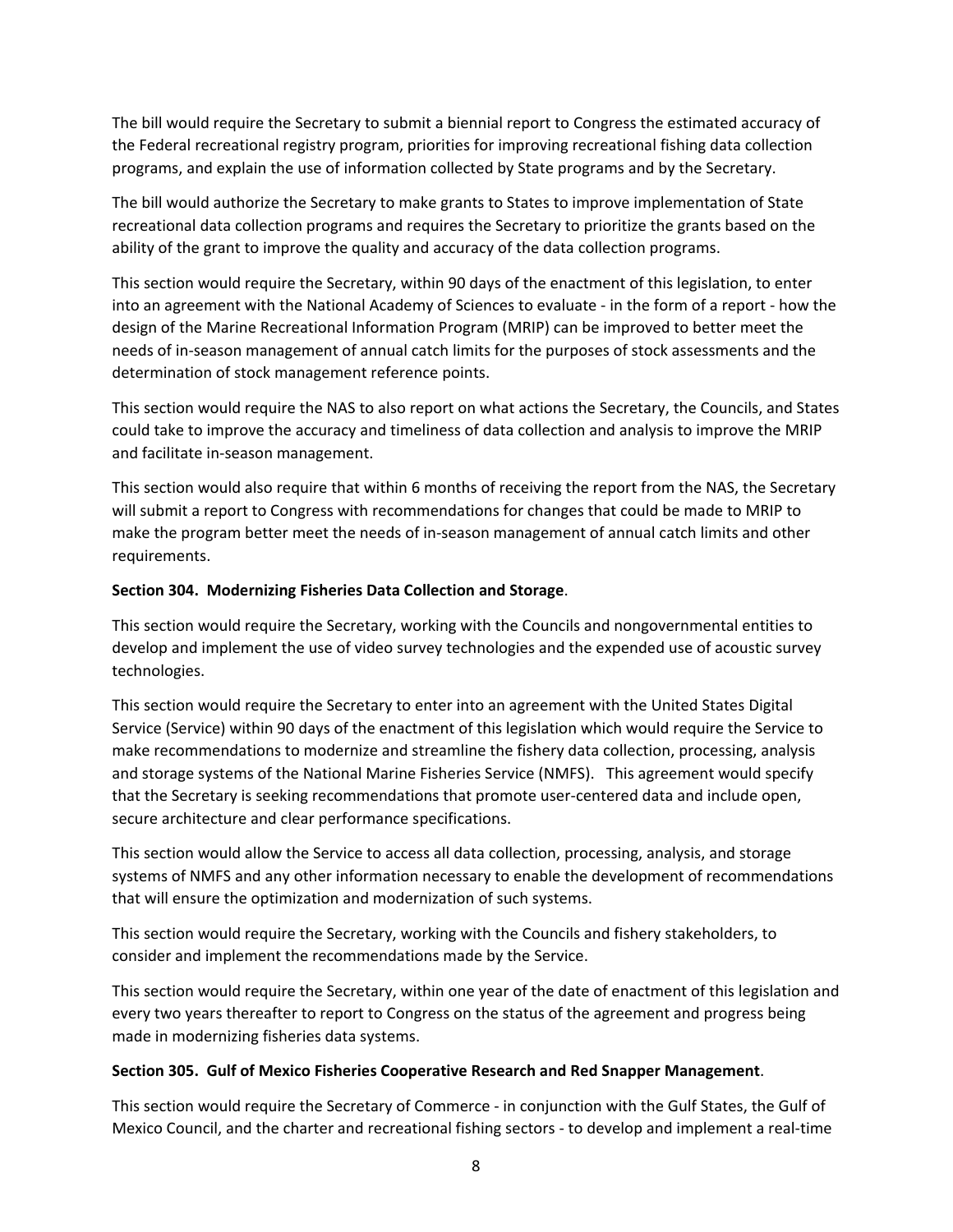The bill would require the Secretary to submit a biennial report to Congress the estimated accuracy of the Federal recreational registry program, priorities for improving recreational fishing data collection programs, and explain the use of information collected by State programs and by the Secretary.

The bill would authorize the Secretary to make grants to States to improve implementation of State recreational data collection programs and requires the Secretary to prioritize the grants based on the ability of the grant to improve the quality and accuracy of the data collection programs.

This section would require the Secretary, within 90 days of the enactment of this legislation, to enter into an agreement with the National Academy of Sciences to evaluate - in the form of a report - how the design of the Marine Recreational Information Program (MRIP) can be improved to better meet the needs of in-season management of annual catch limits for the purposes of stock assessments and the determination of stock management reference points.

This section would require the NAS to also report on what actions the Secretary, the Councils, and States could take to improve the accuracy and timeliness of data collection and analysis to improve the MRIP and facilitate in-season management.

This section would also require that within 6 months of receiving the report from the NAS, the Secretary will submit a report to Congress with recommendations for changes that could be made to MRIP to make the program better meet the needs of in-season management of annual catch limits and other requirements.

**Section 304. Modernizing Fisheries Data Collection and Storage**.

This section would require the Secretary, working with the Councils and nongovernmental entities to develop and implement the use of video survey technologies and the expended use of acoustic survey technologies.

This section would require the Secretary to enter into an agreement with the United States Digital Service (Service) within 90 days of the enactment of this legislation which would require the Service to make recommendations to modernize and streamline the fishery data collection, processing, analysis and storage systems of the National Marine Fisheries Service (NMFS). This agreement would specify that the Secretary is seeking recommendations that promote user-centered data and include open, secure architecture and clear performance specifications.

This section would allow the Service to access all data collection, processing, analysis, and storage systems of NMFS and any other information necessary to enable the development of recommendations that will ensure the optimization and modernization of such systems.

This section would require the Secretary, working with the Councils and fishery stakeholders, to consider and implement the recommendations made by the Service.

This section would require the Secretary, within one year of the date of enactment of this legislation and every two years thereafter to report to Congress on the status of the agreement and progress being made in modernizing fisheries data systems.

**Section 305. Gulf of Mexico Fisheries Cooperative Research and Red Snapper Management**.

This section would require the Secretary of Commerce - in conjunction with the Gulf States, the Gulf of Mexico Council, and the charter and recreational fishing sectors - to develop and implement a real-time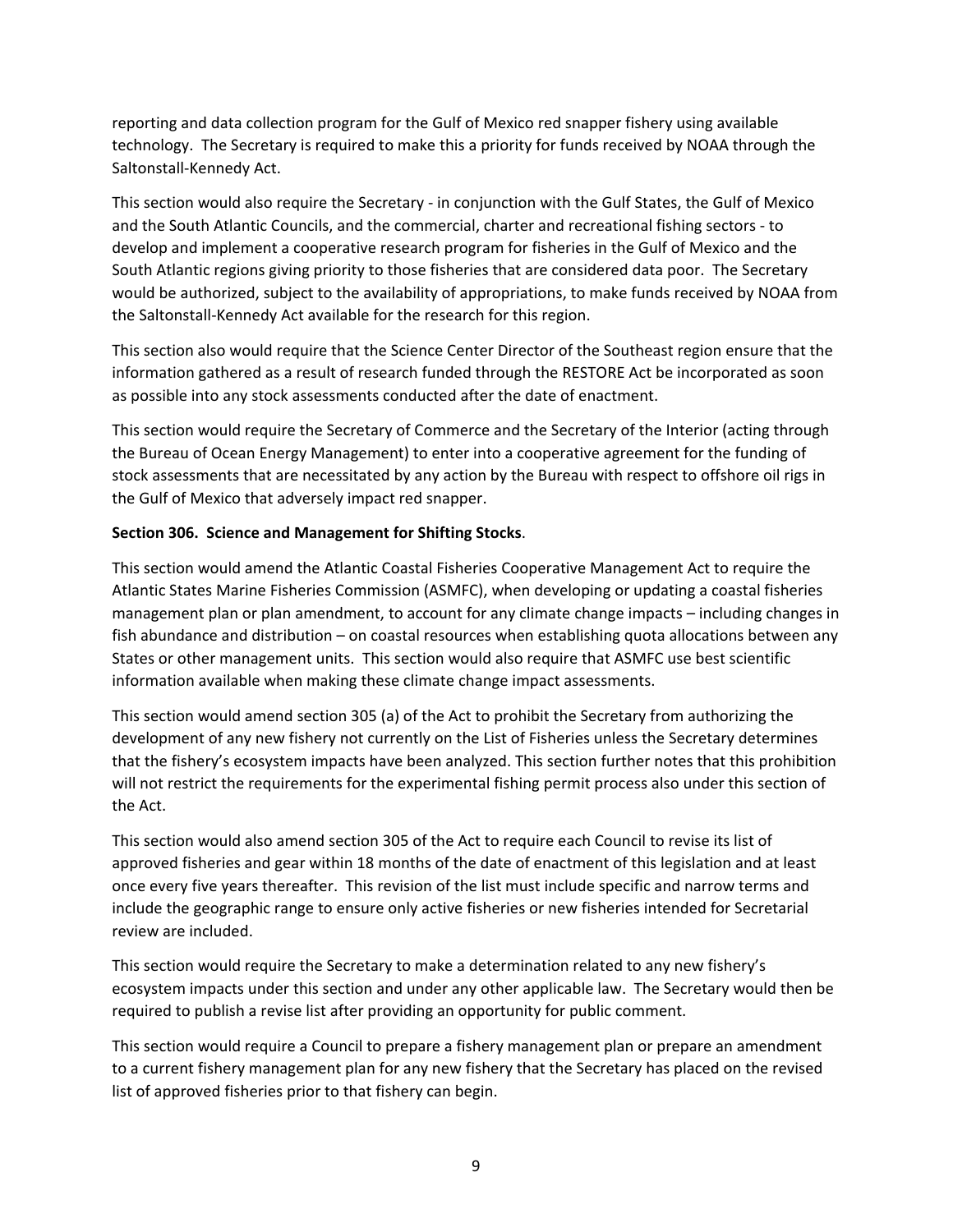reporting and data collection program for the Gulf of Mexico red snapper fishery using available technology. The Secretary is required to make this a priority for funds received by NOAA through the Saltonstall-Kennedy Act.

This section would also require the Secretary - in conjunction with the Gulf States, the Gulf of Mexico and the South Atlantic Councils, and the commercial, charter and recreational fishing sectors - to develop and implement a cooperative research program for fisheries in the Gulf of Mexico and the South Atlantic regions giving priority to those fisheries that are considered data poor. The Secretary would be authorized, subject to the availability of appropriations, to make funds received by NOAA from the Saltonstall-Kennedy Act available for the research for this region.

This section also would require that the Science Center Director of the Southeast region ensure that the information gathered as a result of research funded through the RESTORE Act be incorporated as soon as possible into any stock assessments conducted after the date of enactment.

This section would require the Secretary of Commerce and the Secretary of the Interior (acting through the Bureau of Ocean Energy Management) to enter into a cooperative agreement for the funding of stock assessments that are necessitated by any action by the Bureau with respect to offshore oil rigs in the Gulf of Mexico that adversely impact red snapper.

**Section 306. Science and Management for Shifting Stocks**.

This section would amend the Atlantic Coastal Fisheries Cooperative Management Act to require the Atlantic States Marine Fisheries Commission (ASMFC), when developing or updating a coastal fisheries management plan or plan amendment, to account for any climate change impacts – including changes in fish abundance and distribution – on coastal resources when establishing quota allocations between any States or other management units. This section would also require that ASMFC use best scientific information available when making these climate change impact assessments.

This section would amend section 305 (a) of the Act to prohibit the Secretary from authorizing the development of any new fishery not currently on the List of Fisheries unless the Secretary determines that the fishery's ecosystem impacts have been analyzed. This section further notes that this prohibition will not restrict the requirements for the experimental fishing permit process also under this section of the Act.

This section would also amend section 305 of the Act to require each Council to revise its list of approved fisheries and gear within 18 months of the date of enactment of this legislation and at least once every five years thereafter. This revision of the list must include specific and narrow terms and include the geographic range to ensure only active fisheries or new fisheries intended for Secretarial review are included.

This section would require the Secretary to make a determination related to any new fishery's ecosystem impacts under this section and under any other applicable law. The Secretary would then be required to publish a revise list after providing an opportunity for public comment.

This section would require a Council to prepare a fishery management plan or prepare an amendment to a current fishery management plan for any new fishery that the Secretary has placed on the revised list of approved fisheries prior to that fishery can begin.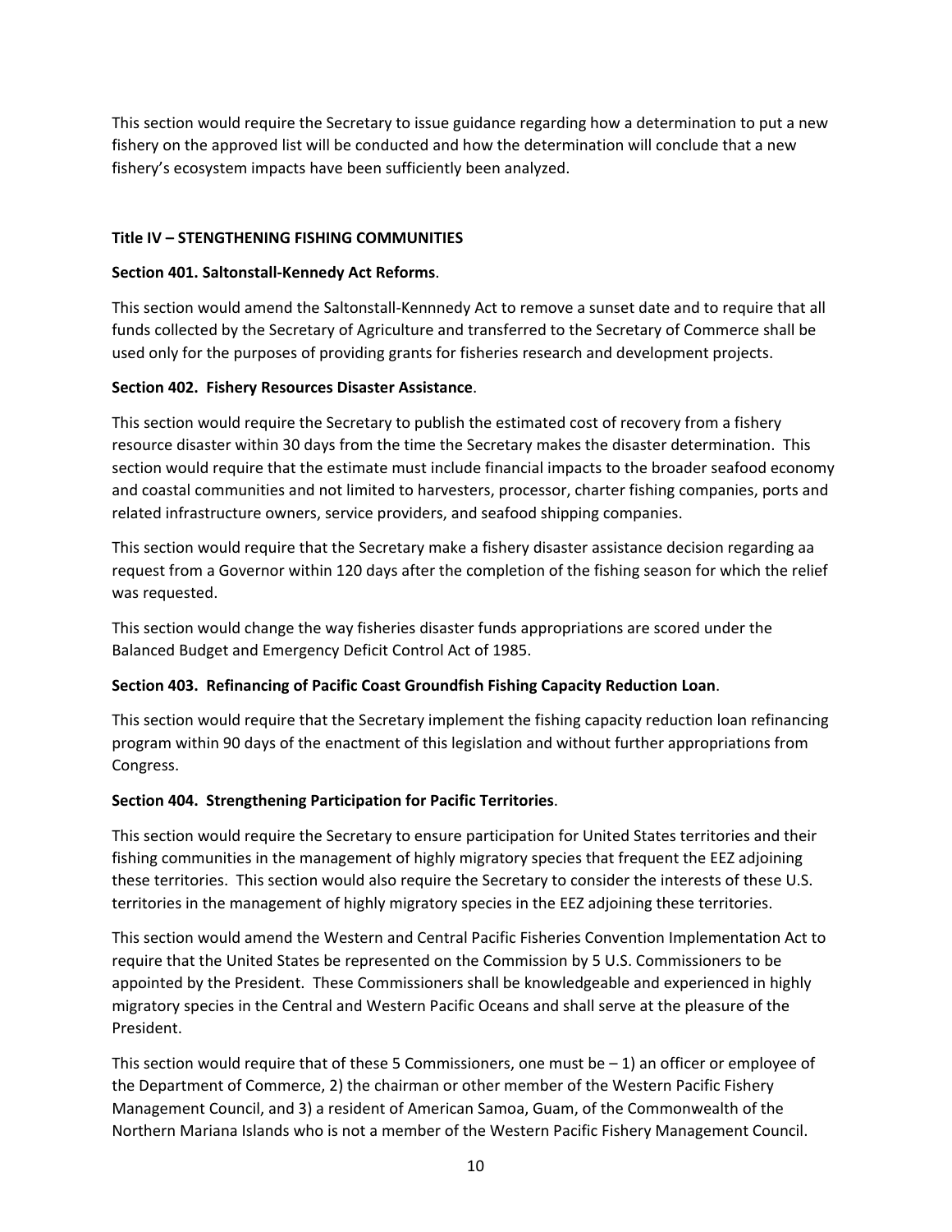This section would require the Secretary to issue guidance regarding how a determination to put a new fishery on the approved list will be conducted and how the determination will conclude that a new fishery's ecosystem impacts have been sufficiently been analyzed.

## Title IV – STENGTHENING FISHING COMMUNITIES

### Section 401. Saltonstall-Kennedy Act Reforms.

This section would amend the Saltonstall-Kennnedy Act to remove a sunset date and to require that all funds collected by the Secretary of Agriculture and transferred to the Secretary of Commerce shall be used only for the purposes of providing grants for fisheries research and development projects.

### Section 402. Fishery Resources Disaster Assistance.

This section would require the Secretary to publish the estimated cost of recovery from a fishery resource disaster within 30 days from the time the Secretary makes the disaster determination. This section would require that the estimate must include financial impacts to the broader seafood economy and coastal communities and not limited to harvesters, processor, charter fishing companies, ports and related infrastructure owners, service providers, and seafood shipping companies.

This section would require that the Secretary make a fishery disaster assistance decision regarding aa request from a Governor within 120 days after the completion of the fishing season for which the relief was requested.

This section would change the way fisheries disaster funds appropriations are scored under the Balanced Budget and Emergency Deficit Control Act of 1985.

### Section 403. Refinancing of Pacific Coast Groundfish Fishing Capacity Reduction Loan.

This section would require that the Secretary implement the fishing capacity reduction loan refinancing program within 90 days of the enactment of this legislation and without further appropriations from Congress.

### Section 404. Strengthening Participation for Pacific Territories.

This section would require the Secretary to ensure participation for United States territories and their fishing communities in the management of highly migratory species that frequent the EEZ adjoining these territories. This section would also require the Secretary to consider the interests of these U.S. territories in the management of highly migratory species in the EEZ adjoining these territories.

This section would amend the Western and Central Pacific Fisheries Convention Implementation Act to require that the United States be represented on the Commission by 5 U.S. Commissioners to be appointed by the President. These Commissioners shall be knowledgeable and experienced in highly migratory species in the Central and Western Pacific Oceans and shall serve at the pleasure of the President.

This section would require that of these 5 Commissioners, one must be – 1) an officer or employee of the Department of Commerce, 2) the chairman or other member of the Western Pacific Fishery Management Council, and 3) a resident of American Samoa, Guam, of the Commonwealth of the Northern Mariana Islands who is not a member of the Western Pacific Fishery Management Council.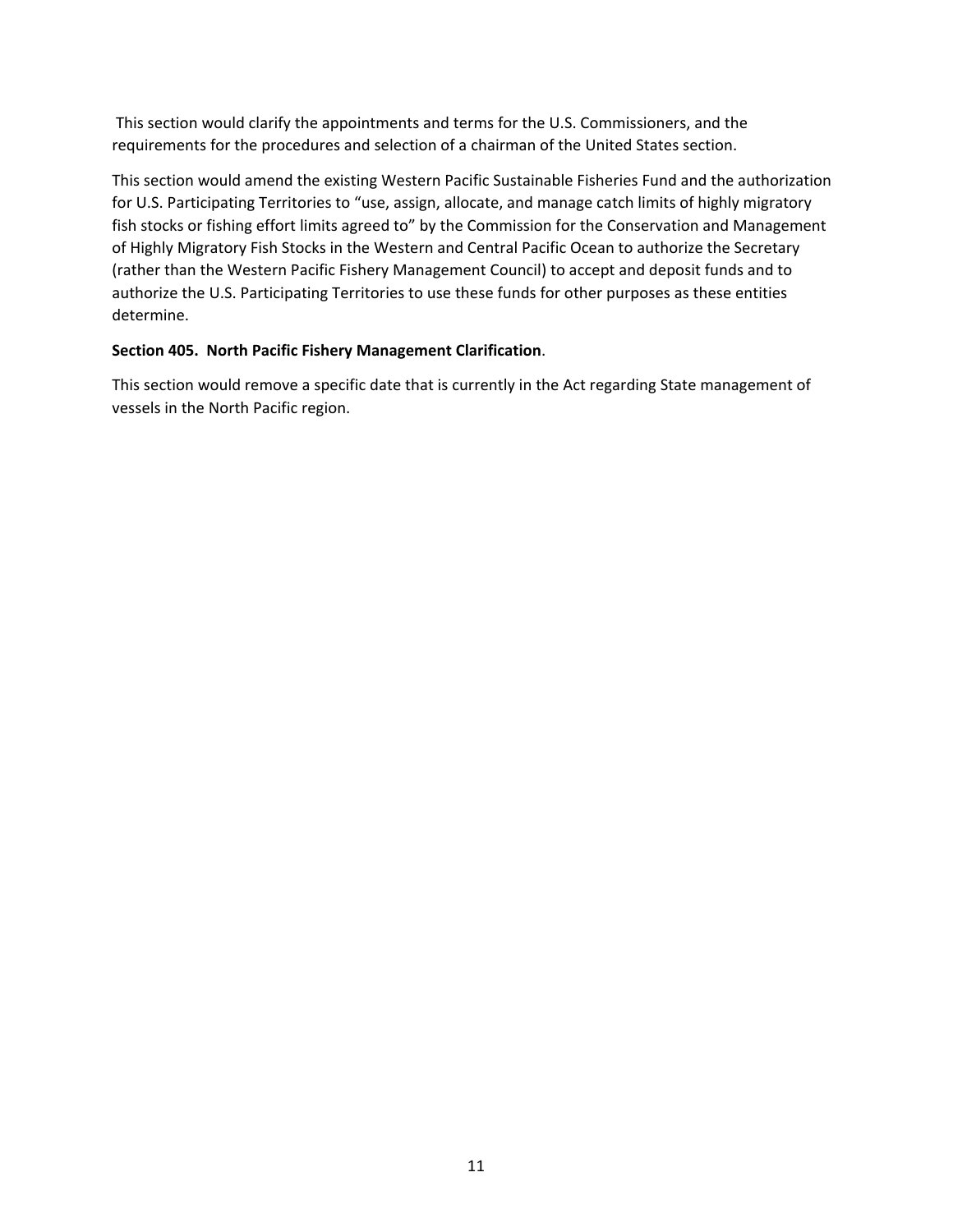This section would clarify the appointments and terms for the U.S. Commissioners, and the requirements for the procedures and selection of a chairman of the United States section.

This section would amend the existing Western Pacific Sustainable Fisheries Fund and the authorization for U.S. Participating Territories to “use, assign, allocate, and manage catch limits of highly migratory fish stocks or fishing effort limits agreed to” by the Commission for the Conservation and Management of Highly Migratory Fish Stocks in the Western and Central Pacific Ocean to authorize the Secretary (rather than the Western Pacific Fishery Management Council) to accept and deposit funds and to authorize the U.S. Participating Territories to use these funds for other purposes as these entities determine.

**Section 405. North Pacific Fishery Management Clarification**.

This section would remove a specific date that is currently in the Act regarding State management of vessels in the North Pacific region.